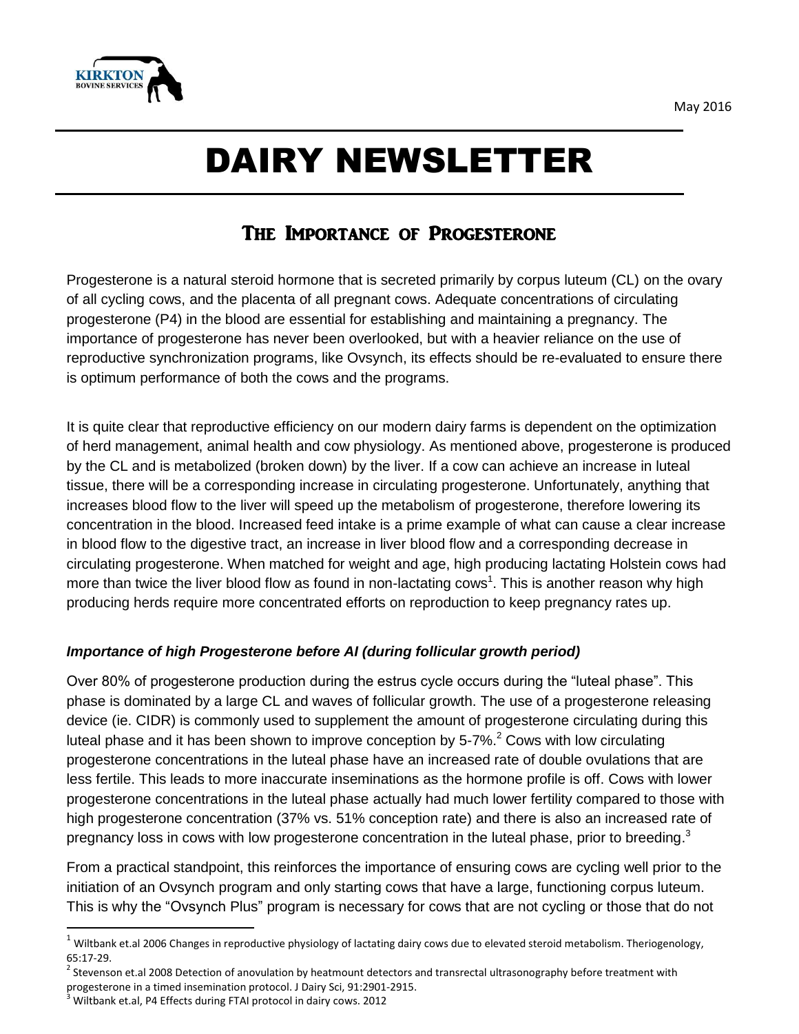May 2016

# DAIRY NEWSLETTER

## The Importance of Progesterone

Progesterone is a natural steroid hormone that is secreted primarily by corpus luteum (CL) on the ovary of all cycling cows, and the placenta of all pregnant cows. Adequate concentrations of circulating progesterone (P4) in the blood are essential for establishing and maintaining a pregnancy. The importance of progesterone has never been overlooked, but with a heavier reliance on the use of reproductive synchronization programs, like Ovsynch, its effects should be re-evaluated to ensure there is optimum performance of both the cows and the programs.

It is quite clear that reproductive efficiency on our modern dairy farms is dependent on the optimization of herd management, animal health and cow physiology. As mentioned above, progesterone is produced by the CL and is metabolized (broken down) by the liver. If a cow can achieve an increase in luteal tissue, there will be a corresponding increase in circulating progesterone. Unfortunately, anything that increases blood flow to the liver will speed up the metabolism of progesterone, therefore lowering its concentration in the blood. Increased feed intake is a prime example of what can cause a clear increase in blood flow to the digestive tract, an increase in liver blood flow and a corresponding decrease in circulating progesterone. When matched for weight and age, high producing lactating Holstein cows had more than twice the liver blood flow as found in non-lactating cows[1]. This is another reason why high producing herds require more concentrated efforts on reproduction to keep pregnancy rates up.

### *Importance of high Progesterone before AI (during follicular growth period)*

Over 80% of progesterone production during the estrus cycle occurs during the "luteal phase". This phase is dominated by a large CL and waves of follicular growth. The use of a progesterone releasing device (ie. CIDR) is commonly used to supplement the amount of progesterone circulating during this luteal phase and it has been shown to improve conception by 5-7%.[2] Cows with low circulating progesterone concentrations in the luteal phase have an increased rate of double ovulations that are less fertile. This leads to more inaccurate inseminations as the hormone profile is off. Cows with lower progesterone concentrations in the luteal phase actually had much lower fertility compared to those with high progesterone concentration (37% vs. 51% conception rate) and there is also an increased rate of pregnancy loss in cows with low progesterone concentration in the luteal phase, prior to breeding.[3]

From a practical standpoint, this reinforces the importance of ensuring cows are cycling well prior to the initiation of an Ovsynch program and only starting cows that have a large, functioning corpus luteum. This is why the "Ovsynch Plus" program is necessary for cows that are not cycling or those that do not

---

[1] Wiltbank et.al 2006 Changes in reproductive physiology of lactating dairy cows due to elevated steroid metabolism. Theriogenology, 65:17-29.

[2] Stevenson et.al 2008 Detection of anovulation by heatmount detectors and transrectal ultrasonography before treatment with progesterone in a timed insemination protocol. J Dairy Sci, 91:2901-2915.

[3] Wiltbank et.al, P4 Effects during FTAI protocol in dairy cows. 2012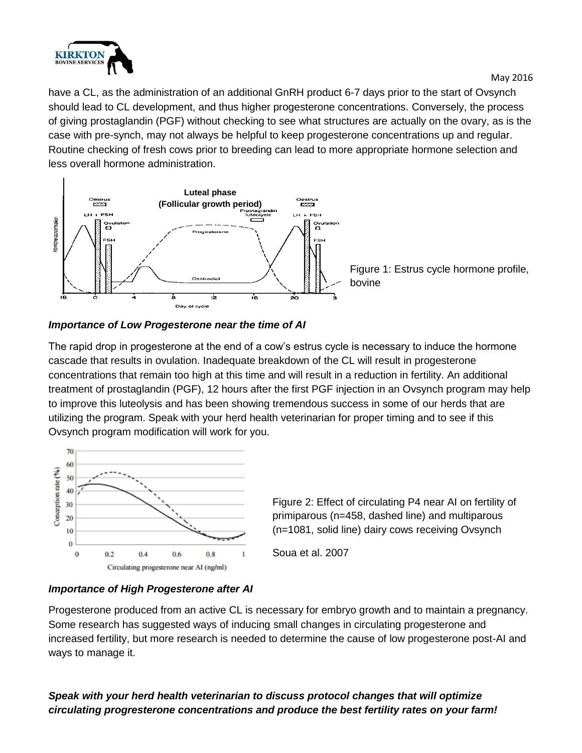have a CL, as the administration of an additional GnRH product 6-7 days prior to the start of Ovsynch should lead to CL development, and thus higher progesterone concentrations. Conversely, the process of giving prostaglandin (PGF) without checking to see what structures are actually on the ovary, as is the case with pre-synch, may not always be helpful to keep progesterone concentrations up and regular. Routine checking of fresh cows prior to breeding can lead to more appropriate hormone selection and less overall hormone administration.

Luteal phase
(Follicular growth period)
Oestrus
LH + FSH
Ovulation
FSH
Progesterone
Prostaglandin luteolysis
Oestrus
LH + FSH
Ovulation
FSH
Oestradiol
Hormone concentration
18
0
4
8
12
16
20
3
Day of cycle

Figure 1: Estrus cycle hormone profile, bovine

***Importance of Low Progesterone near the time of AI***

The rapid drop in progesterone at the end of a cow's estrus cycle is necessary to induce the hormone cascade that results in ovulation. Inadequate breakdown of the CL will result in progesterone concentrations that remain too high at this time and will result in a reduction in fertility. An additional treatment of prostaglandin (PGF), 12 hours after the first PGF injection in an Ovsynch program may help to improve this luteolysis and has been showing tremendous success in some of our herds that are utilizing the program. Speak with your herd health veterinarian for proper timing and to see if this Ovsynch program modification will work for you.

Conception rate (%)
70
60
50
40
30
20
10
0
0
0.2
0.4
0.6
0.8
1
Circulating progesterone near AI (ng/ml)

Figure 2: Effect of circulating P4 near AI on fertility of primiparous (n=458, dashed line) and multiparous (n=1081, solid line) dairy cows receiving Ovsynch

Soua et al. 2007

***Importance of High Progesterone after AI***

Progesterone produced from an active CL is necessary for embryo growth and to maintain a pregnancy. Some research has suggested ways of inducing small changes in circulating progesterone and increased fertility, but more research is needed to determine the cause of low progesterone post-AI and ways to manage it.

***Speak with your herd health veterinarian to discuss protocol changes that will optimize circulating progresterone concentrations and produce the best fertility rates on your farm!***